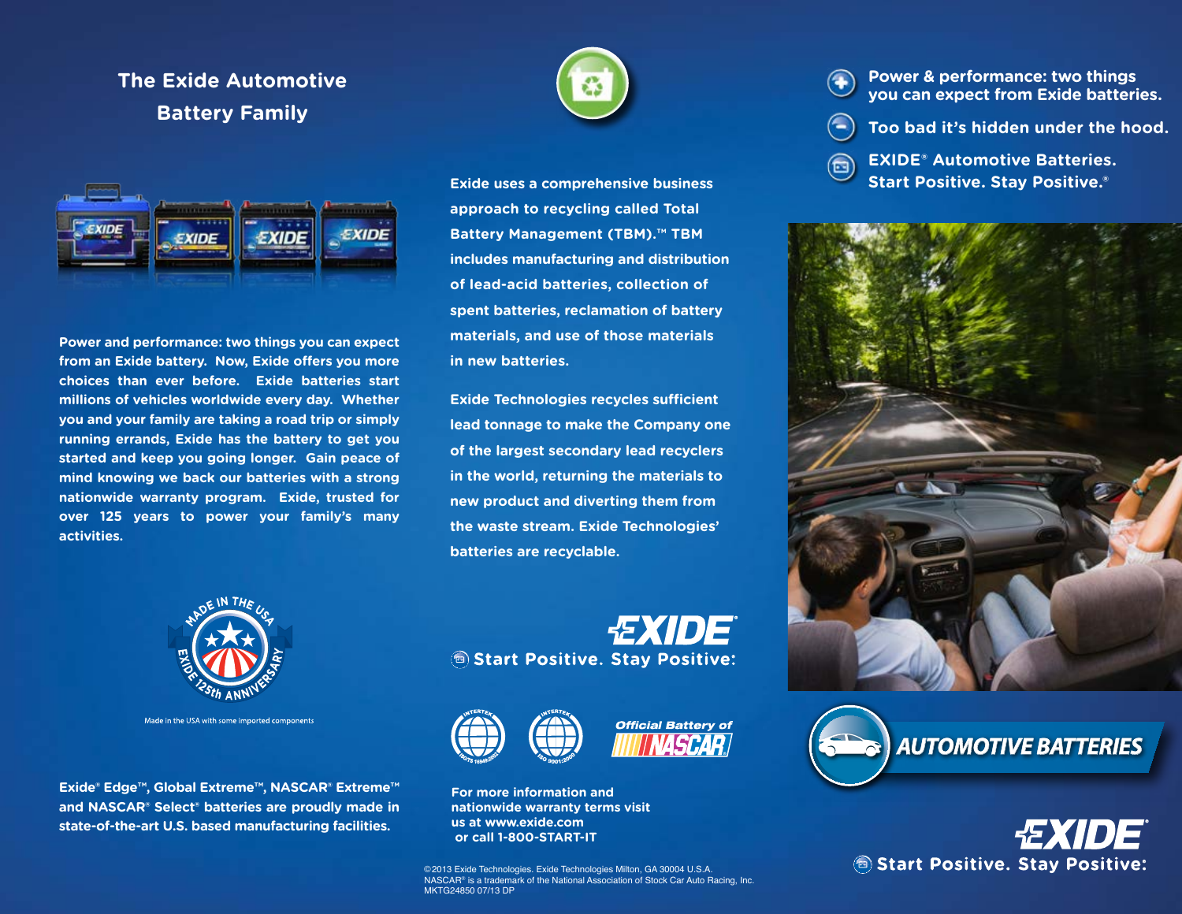## The Exide Automotive Battery Family

Power and performance: two things you can expect from an Exide battery. Now, Exide offers you more choices than ever before. Exide batteries start millions of vehicles worldwide every day. Whether you and your family are taking a road trip or simply running errands, Exide has the battery to get you started and keep you going longer. Gain peace of mind knowing we back our batteries with a strong nationwide warranty program. Exide, trusted for over 125 years to power your family's many activities.

MADE IN THE USA — EXIDE 125th ANNIVERSARY

Made in the USA with some imported components

Exide® Edge™, Global Extreme™, NASCAR® Extreme™ and NASCAR® Select® batteries are proudly made in state-of-the-art U.S. based manufacturing facilities.

Exide uses a comprehensive business approach to recycling called Total Battery Management (TBM).™ TBM includes manufacturing and distribution of lead-acid batteries, collection of spent batteries, reclamation of battery materials, and use of those materials in new batteries.

Exide Technologies recycles sufficient lead tonnage to make the Company one of the largest secondary lead recyclers in the world, returning the materials to new product and diverting them from the waste stream. Exide Technologies' batteries are recyclable.

EXIDE®
Start Positive. Stay Positive.®

INTERTEK ISO/TS 16949:2002 — INTERTEK ISO 9001:2000

Official Battery of NASCAR

For more information and nationwide warranty terms visit us at www.exide.com or call 1-800-START-IT

©2013 Exide Technologies. Exide Technologies Milton, GA 30004 U.S.A.
NASCAR® is a trademark of the National Association of Stock Car Auto Racing, Inc.
MKTG24850 07/13 DP

- Power & performance: two things you can expect from Exide batteries.
- Too bad it's hidden under the hood.
- EXIDE® Automotive Batteries. Start Positive. Stay Positive.®

# AUTOMOTIVE BATTERIES

EXIDE®
Start Positive. Stay Positive.®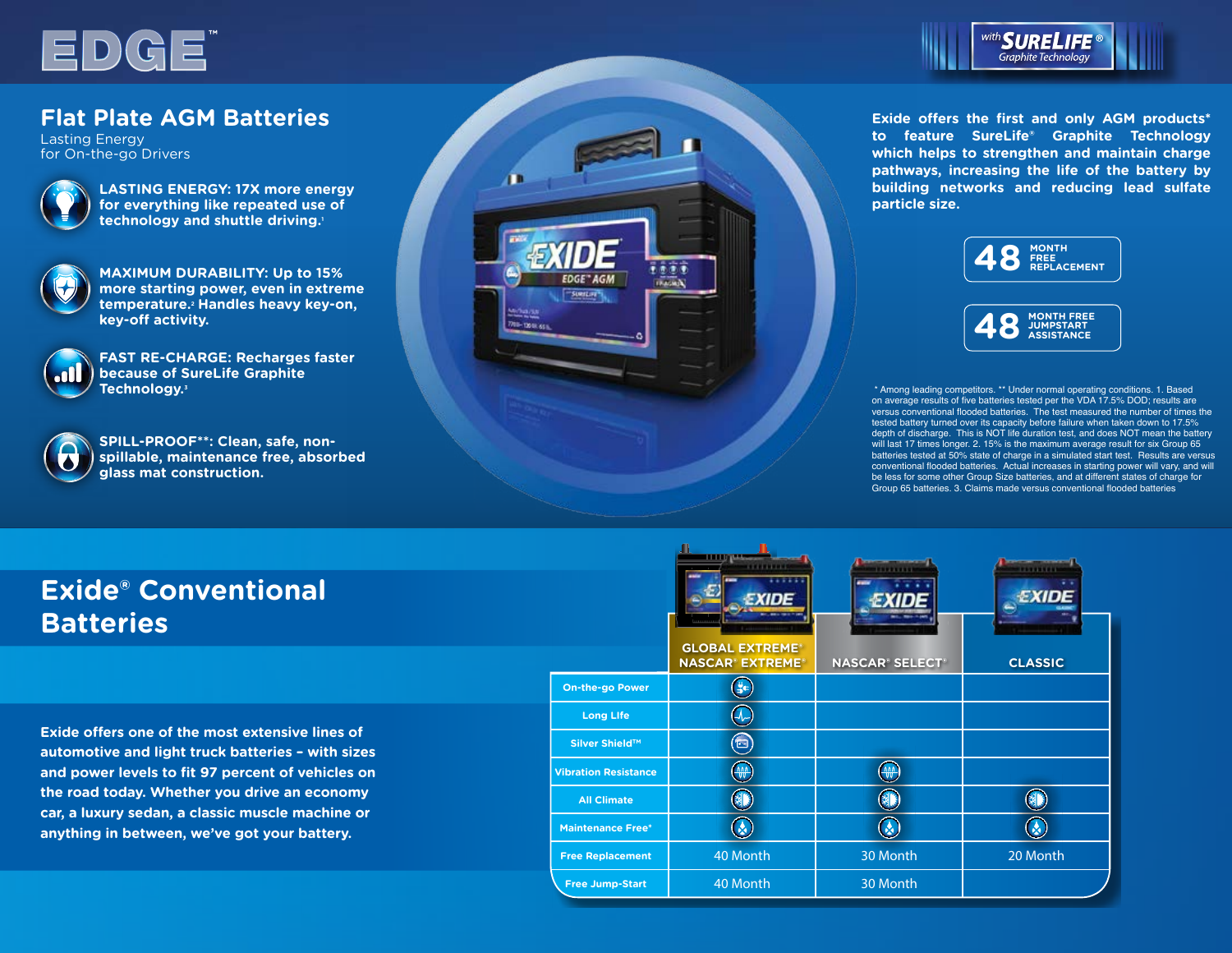# EDGE™

with **SURELIFE**® Graphite Technology

## Flat Plate AGM Batteries

Lasting Energy
for On-the-go Drivers

**LASTING ENERGY: 17X more energy for everything like repeated use of technology and shuttle driving.**[1]

**MAXIMUM DURABILITY: Up to 15% more starting power, even in extreme temperature.**[2] **Handles heavy key-on, key-off activity.**

**FAST RE-CHARGE: Recharges faster because of SureLife Graphite Technology.**[3]

**SPILL-PROOF**: Clean, safe, non-spillable, maintenance free, absorbed glass mat construction.**

**Exide offers the first and only AGM products* to feature SureLife® Graphite Technology which helps to strengthen and maintain charge pathways, increasing the life of the battery by building networks and reducing lead sulfate particle size.**

**48** MONTH FREE REPLACEMENT

**48** MONTH FREE JUMPSTART ASSISTANCE

* Among leading competitors. ** Under normal operating conditions. 1. Based on average results of five batteries tested per the VDA 17.5% DOD; results are versus conventional flooded batteries. The test measured the number of times the tested battery turned over its capacity before failure when taken down to 17.5% depth of discharge. This is NOT life duration test, and does NOT mean the battery will last 17 times longer. 2. 15% is the maximum average result for six Group 65 batteries tested at 50% state of charge in a simulated start test. Results are versus conventional flooded batteries. Actual increases in starting power will vary, and will be less for some other Group Size batteries, and at different states of charge for Group 65 batteries. 3. Claims made versus conventional flooded batteries

## Exide® Conventional Batteries

**Exide offers one of the most extensive lines of automotive and light truck batteries – with sizes and power levels to fit 97 percent of vehicles on the road today. Whether you drive an economy car, a luxury sedan, a classic muscle machine or anything in between, we've got your battery.**

| | GLOBAL EXTREME® NASCAR® EXTREME® | NASCAR® SELECT® | CLASSIC |
|---|---|---|---|
| On-the-go Power | ● | | |
| Long Life | ● | | |
| Silver Shield™ | ● | | |
| Vibration Resistance | ● | ● | |
| All Climate | ● | ● | ● |
| Maintenance Free* | ● | ● | ● |
| Free Replacement | 40 Month | 30 Month | 20 Month |
| Free Jump-Start | 40 Month | 30 Month | |